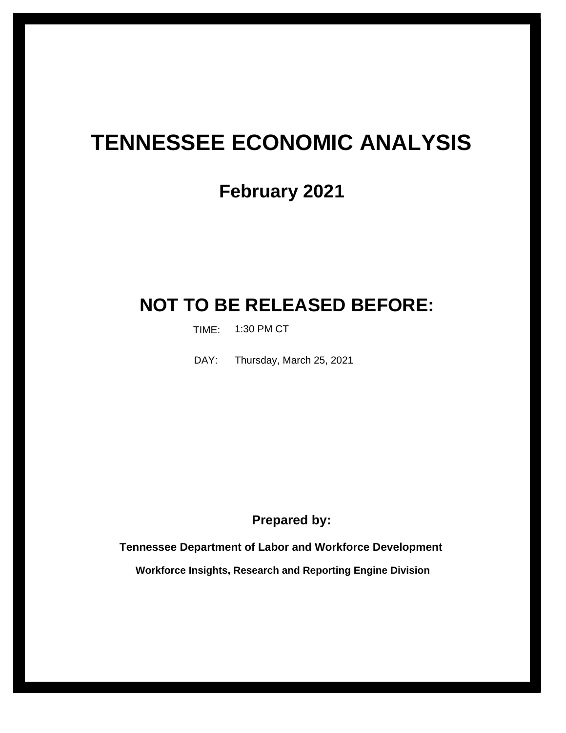# TENNESSEE ECONOMIC ANALYSIS

## February 2021

## NOT TO BE RELEASED BEFORE:

TIME: 1:30 PM CT

DAY: Thursday, March 25, 2021

**Prepared by:**

**Tennessee Department of Labor and Workforce Development**

**Workforce Insights, Research and Reporting Engine Division**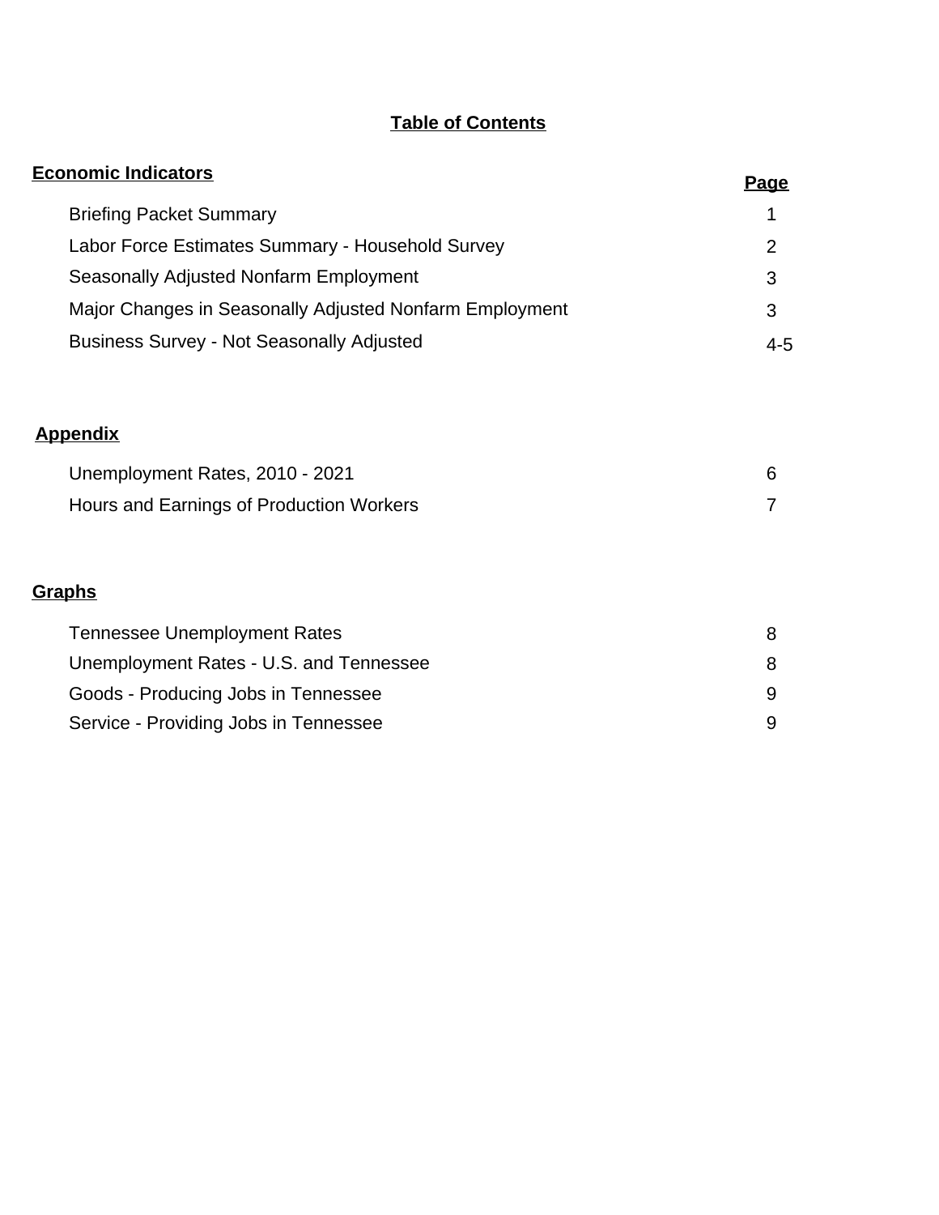# Table of Contents

| **Economic Indicators** | **Page** |
| --- | --- |
| Briefing Packet Summary | 1 |
| Labor Force Estimates Summary - Household Survey | 2 |
| Seasonally Adjusted Nonfarm Employment | 3 |
| Major Changes in Seasonally Adjusted Nonfarm Employment | 3 |
| Business Survey - Not Seasonally Adjusted | 4-5 |

| **Appendix** | |
| --- | --- |
| Unemployment Rates, 2010 - 2021 | 6 |
| Hours and Earnings of Production Workers | 7 |

| **Graphs** | |
| --- | --- |
| Tennessee Unemployment Rates | 8 |
| Unemployment Rates - U.S. and Tennessee | 8 |
| Goods - Producing Jobs in Tennessee | 9 |
| Service - Providing Jobs in Tennessee | 9 |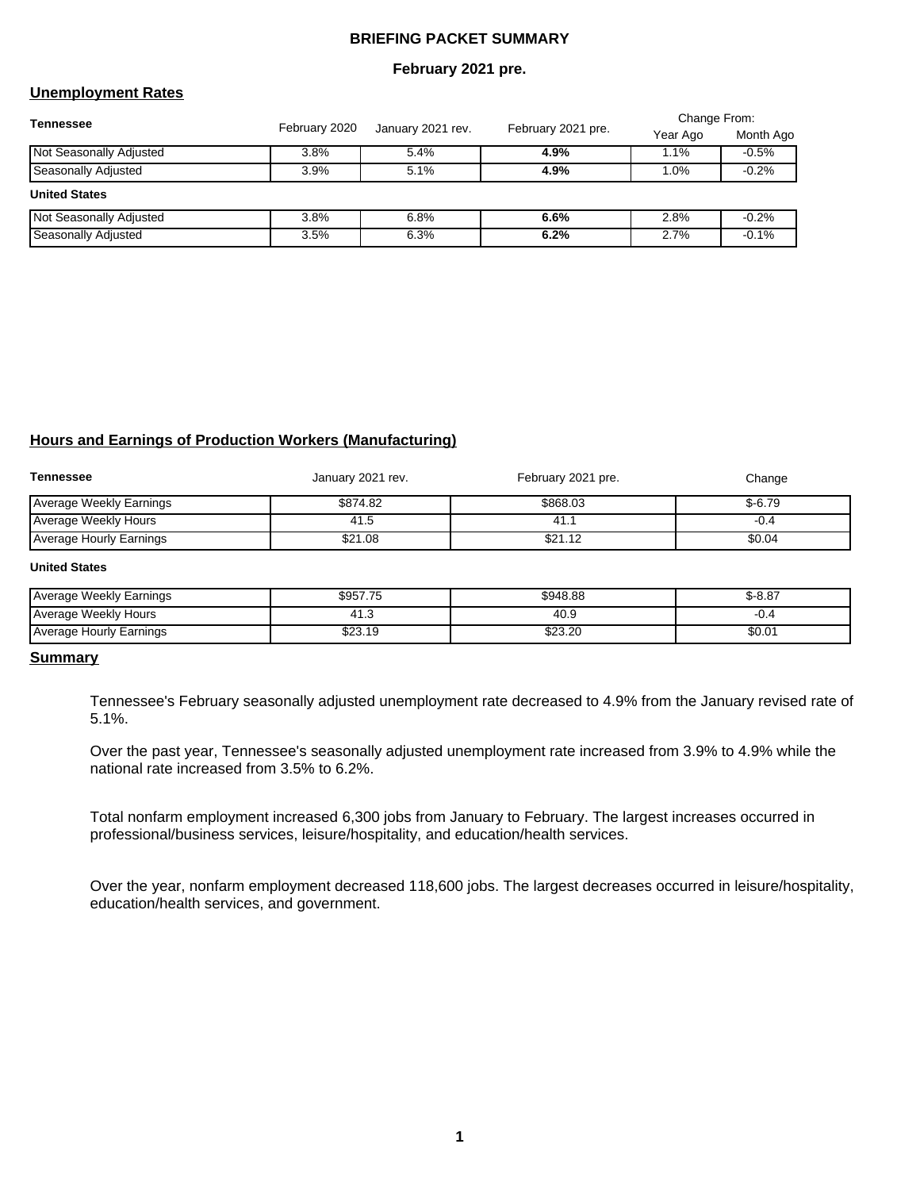# BRIEFING PACKET SUMMARY

**February 2021 pre.**

## Unemployment Rates

| Tennessee | February 2020 | January 2021 rev. | February 2021 pre. | Change From: Year Ago | Change From: Month Ago |
|---|---|---|---|---|---|
| Not Seasonally Adjusted | 3.8% | 5.4% | **4.9%** | 1.1% | -0.5% |
| Seasonally Adjusted | 3.9% | 5.1% | **4.9%** | 1.0% | -0.2% |
| **United States** | | | | | |
| Not Seasonally Adjusted | 3.8% | 6.8% | **6.6%** | 2.8% | -0.2% |
| Seasonally Adjusted | 3.5% | 6.3% | **6.2%** | 2.7% | -0.1% |

## Hours and Earnings of Production Workers (Manufacturing)

| Tennessee | January 2021 rev. | February 2021 pre. | Change |
|---|---|---|---|
| Average Weekly Earnings | $874.82 | $868.03 | $-6.79 |
| Average Weekly Hours | 41.5 | 41.1 | -0.4 |
| Average Hourly Earnings | $21.08 | $21.12 | $0.04 |
| **United States** | | | |
| Average Weekly Earnings | $957.75 | $948.88 | $-8.87 |
| Average Weekly Hours | 41.3 | 40.9 | -0.4 |
| Average Hourly Earnings | $23.19 | $23.20 | $0.01 |

## Summary

Tennessee's February seasonally adjusted unemployment rate decreased to 4.9% from the January revised rate of 5.1%.

Over the past year, Tennessee's seasonally adjusted unemployment rate increased from 3.9% to 4.9% while the national rate increased from 3.5% to 6.2%.

Total nonfarm employment increased 6,300 jobs from January to February. The largest increases occurred in professional/business services, leisure/hospitality, and education/health services.

Over the year, nonfarm employment decreased 118,600 jobs. The largest decreases occurred in leisure/hospitality, education/health services, and government.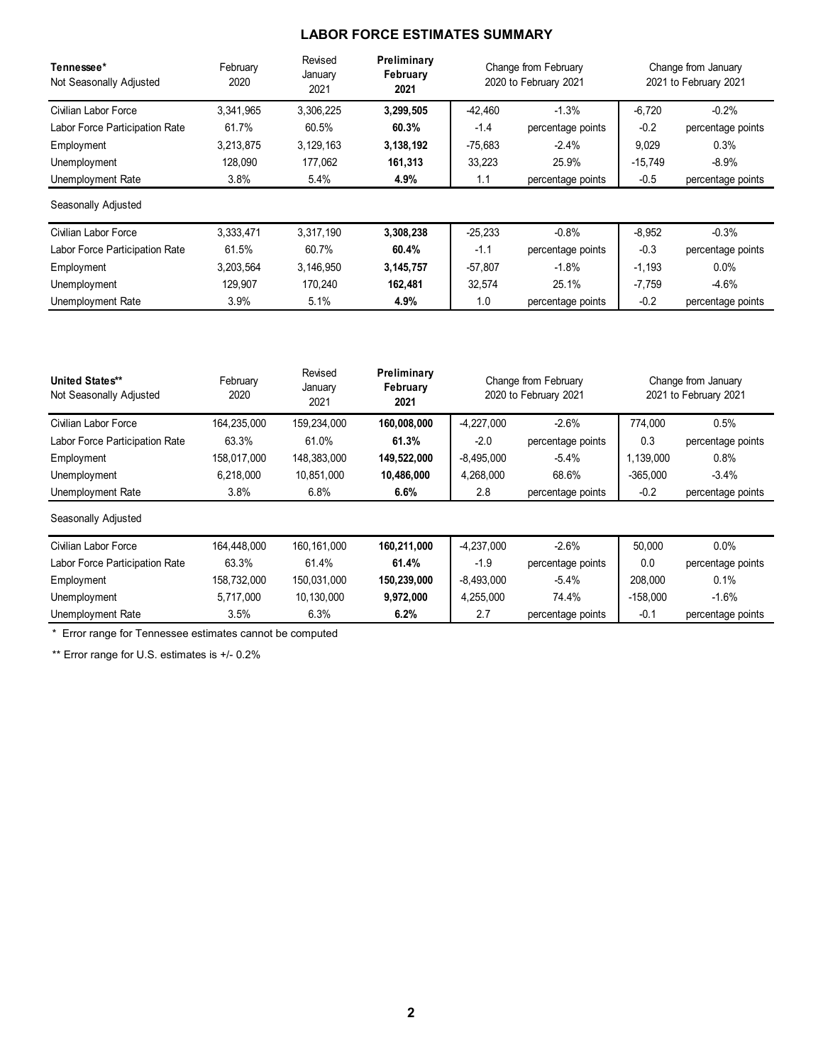# LABOR FORCE ESTIMATES SUMMARY

| **Tennessee*** Not Seasonally Adjusted | February 2020 | Revised January 2021 | **Preliminary February 2021** | Change from February 2020 to February 2021 | | Change from January 2021 to February 2021 | |
|---|---|---|---|---|---|---|---|
| Civilian Labor Force | 3,341,965 | 3,306,225 | **3,299,505** | -42,460 | -1.3% | -6,720 | -0.2% |
| Labor Force Participation Rate | 61.7% | 60.5% | **60.3%** | -1.4 | percentage points | -0.2 | percentage points |
| Employment | 3,213,875 | 3,129,163 | **3,138,192** | -75,683 | -2.4% | 9,029 | 0.3% |
| Unemployment | 128,090 | 177,062 | **161,313** | 33,223 | 25.9% | -15,749 | -8.9% |
| Unemployment Rate | 3.8% | 5.4% | **4.9%** | 1.1 | percentage points | -0.5 | percentage points |
| Seasonally Adjusted | | | | | | | |
| Civilian Labor Force | 3,333,471 | 3,317,190 | **3,308,238** | -25,233 | -0.8% | -8,952 | -0.3% |
| Labor Force Participation Rate | 61.5% | 60.7% | **60.4%** | -1.1 | percentage points | -0.3 | percentage points |
| Employment | 3,203,564 | 3,146,950 | **3,145,757** | -57,807 | -1.8% | -1,193 | 0.0% |
| Unemployment | 129,907 | 170,240 | **162,481** | 32,574 | 25.1% | -7,759 | -4.6% |
| Unemployment Rate | 3.9% | 5.1% | **4.9%** | 1.0 | percentage points | -0.2 | percentage points |

| **United States**** Not Seasonally Adjusted | February 2020 | Revised January 2021 | **Preliminary February 2021** | Change from February 2020 to February 2021 | | Change from January 2021 to February 2021 | |
|---|---|---|---|---|---|---|---|
| Civilian Labor Force | 164,235,000 | 159,234,000 | **160,008,000** | -4,227,000 | -2.6% | 774,000 | 0.5% |
| Labor Force Participation Rate | 63.3% | 61.0% | **61.3%** | -2.0 | percentage points | 0.3 | percentage points |
| Employment | 158,017,000 | 148,383,000 | **149,522,000** | -8,495,000 | -5.4% | 1,139,000 | 0.8% |
| Unemployment | 6,218,000 | 10,851,000 | **10,486,000** | 4,268,000 | 68.6% | -365,000 | -3.4% |
| Unemployment Rate | 3.8% | 6.8% | **6.6%** | 2.8 | percentage points | -0.2 | percentage points |
| Seasonally Adjusted | | | | | | | |
| Civilian Labor Force | 164,448,000 | 160,161,000 | **160,211,000** | -4,237,000 | -2.6% | 50,000 | 0.0% |
| Labor Force Participation Rate | 63.3% | 61.4% | **61.4%** | -1.9 | percentage points | 0.0 | percentage points |
| Employment | 158,732,000 | 150,031,000 | **150,239,000** | -8,493,000 | -5.4% | 208,000 | 0.1% |
| Unemployment | 5,717,000 | 10,130,000 | **9,972,000** | 4,255,000 | 74.4% | -158,000 | -1.6% |
| Unemployment Rate | 3.5% | 6.3% | **6.2%** | 2.7 | percentage points | -0.1 | percentage points |

\* Error range for Tennessee estimates cannot be computed

\*\* Error range for U.S. estimates is +/- 0.2%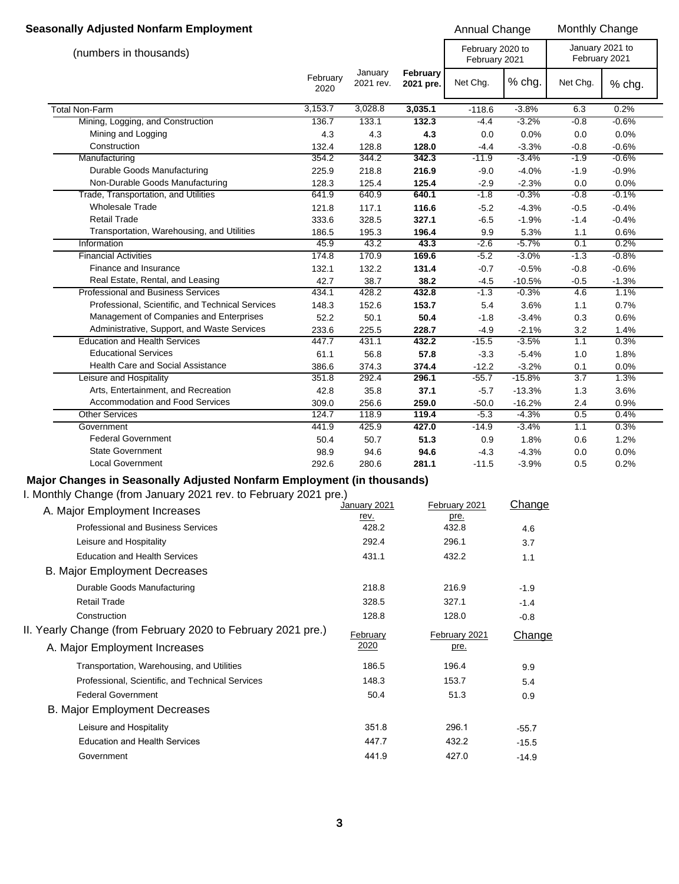## Seasonally Adjusted Nonfarm Employment

(numbers in thousands)

| | February 2020 | January 2021 rev. | **February 2021 pre.** | Annual Change: February 2020 to February 2021 Net Chg. | % chg. | Monthly Change: January 2021 to February 2021 Net Chg. | % chg. |
|---|---|---|---|---|---|---|---|
| Total Non-Farm | 3,153.7 | 3,028.8 | **3,035.1** | -118.6 | -3.8% | 6.3 | 0.2% |
| Mining, Logging, and Construction | 136.7 | 133.1 | **132.3** | -4.4 | -3.2% | -0.8 | -0.6% |
| Mining and Logging | 4.3 | 4.3 | **4.3** | 0.0 | 0.0% | 0.0 | 0.0% |
| Construction | 132.4 | 128.8 | **128.0** | -4.4 | -3.3% | -0.8 | -0.6% |
| Manufacturing | 354.2 | 344.2 | **342.3** | -11.9 | -3.4% | -1.9 | -0.6% |
| Durable Goods Manufacturing | 225.9 | 218.8 | **216.9** | -9.0 | -4.0% | -1.9 | -0.9% |
| Non-Durable Goods Manufacturing | 128.3 | 125.4 | **125.4** | -2.9 | -2.3% | 0.0 | 0.0% |
| Trade, Transportation, and Utilities | 641.9 | 640.9 | **640.1** | -1.8 | -0.3% | -0.8 | -0.1% |
| Wholesale Trade | 121.8 | 117.1 | **116.6** | -5.2 | -4.3% | -0.5 | -0.4% |
| Retail Trade | 333.6 | 328.5 | **327.1** | -6.5 | -1.9% | -1.4 | -0.4% |
| Transportation, Warehousing, and Utilities | 186.5 | 195.3 | **196.4** | 9.9 | 5.3% | 1.1 | 0.6% |
| Information | 45.9 | 43.2 | **43.3** | -2.6 | -5.7% | 0.1 | 0.2% |
| Financial Activities | 174.8 | 170.9 | **169.6** | -5.2 | -3.0% | -1.3 | -0.8% |
| Finance and Insurance | 132.1 | 132.2 | **131.4** | -0.7 | -0.5% | -0.8 | -0.6% |
| Real Estate, Rental, and Leasing | 42.7 | 38.7 | **38.2** | -4.5 | -10.5% | -0.5 | -1.3% |
| Professional and Business Services | 434.1 | 428.2 | **432.8** | -1.3 | -0.3% | 4.6 | 1.1% |
| Professional, Scientific, and Technical Services | 148.3 | 152.6 | **153.7** | 5.4 | 3.6% | 1.1 | 0.7% |
| Management of Companies and Enterprises | 52.2 | 50.1 | **50.4** | -1.8 | -3.4% | 0.3 | 0.6% |
| Administrative, Support, and Waste Services | 233.6 | 225.5 | **228.7** | -4.9 | -2.1% | 3.2 | 1.4% |
| Education and Health Services | 447.7 | 431.1 | **432.2** | -15.5 | -3.5% | 1.1 | 0.3% |
| Educational Services | 61.1 | 56.8 | **57.8** | -3.3 | -5.4% | 1.0 | 1.8% |
| Health Care and Social Assistance | 386.6 | 374.3 | **374.4** | -12.2 | -3.2% | 0.1 | 0.0% |
| Leisure and Hospitality | 351.8 | 292.4 | **296.1** | -55.7 | -15.8% | 3.7 | 1.3% |
| Arts, Entertainment, and Recreation | 42.8 | 35.8 | **37.1** | -5.7 | -13.3% | 1.3 | 3.6% |
| Accommodation and Food Services | 309.0 | 256.6 | **259.0** | -50.0 | -16.2% | 2.4 | 0.9% |
| Other Services | 124.7 | 118.9 | **119.4** | -5.3 | -4.3% | 0.5 | 0.4% |
| Government | 441.9 | 425.9 | **427.0** | -14.9 | -3.4% | 1.1 | 0.3% |
| Federal Government | 50.4 | 50.7 | **51.3** | 0.9 | 1.8% | 0.6 | 1.2% |
| State Government | 98.9 | 94.6 | **94.6** | -4.3 | -4.3% | 0.0 | 0.0% |
| Local Government | 292.6 | 280.6 | **281.1** | -11.5 | -3.9% | 0.5 | 0.2% |

## Major Changes in Seasonally Adjusted Nonfarm Employment (in thousands)

I. Monthly Change (from January 2021 rev. to February 2021 pre.)

| | January 2021 rev. | February 2021 pre. | Change |
|---|---|---|---|
| **A. Major Employment Increases** | | | |
| Professional and Business Services | 428.2 | 432.8 | 4.6 |
| Leisure and Hospitality | 292.4 | 296.1 | 3.7 |
| Education and Health Services | 431.1 | 432.2 | 1.1 |
| **B. Major Employment Decreases** | | | |
| Durable Goods Manufacturing | 218.8 | 216.9 | -1.9 |
| Retail Trade | 328.5 | 327.1 | -1.4 |
| Construction | 128.8 | 128.0 | -0.8 |

II. Yearly Change (from February 2020 to February 2021 pre.)

| | February 2020 | February 2021 pre. | Change |
|---|---|---|---|
| **A. Major Employment Increases** | | | |
| Transportation, Warehousing, and Utilities | 186.5 | 196.4 | 9.9 |
| Professional, Scientific, and Technical Services | 148.3 | 153.7 | 5.4 |
| Federal Government | 50.4 | 51.3 | 0.9 |
| **B. Major Employment Decreases** | | | |
| Leisure and Hospitality | 351.8 | 296.1 | -55.7 |
| Education and Health Services | 447.7 | 432.2 | -15.5 |
| Government | 441.9 | 427.0 | -14.9 |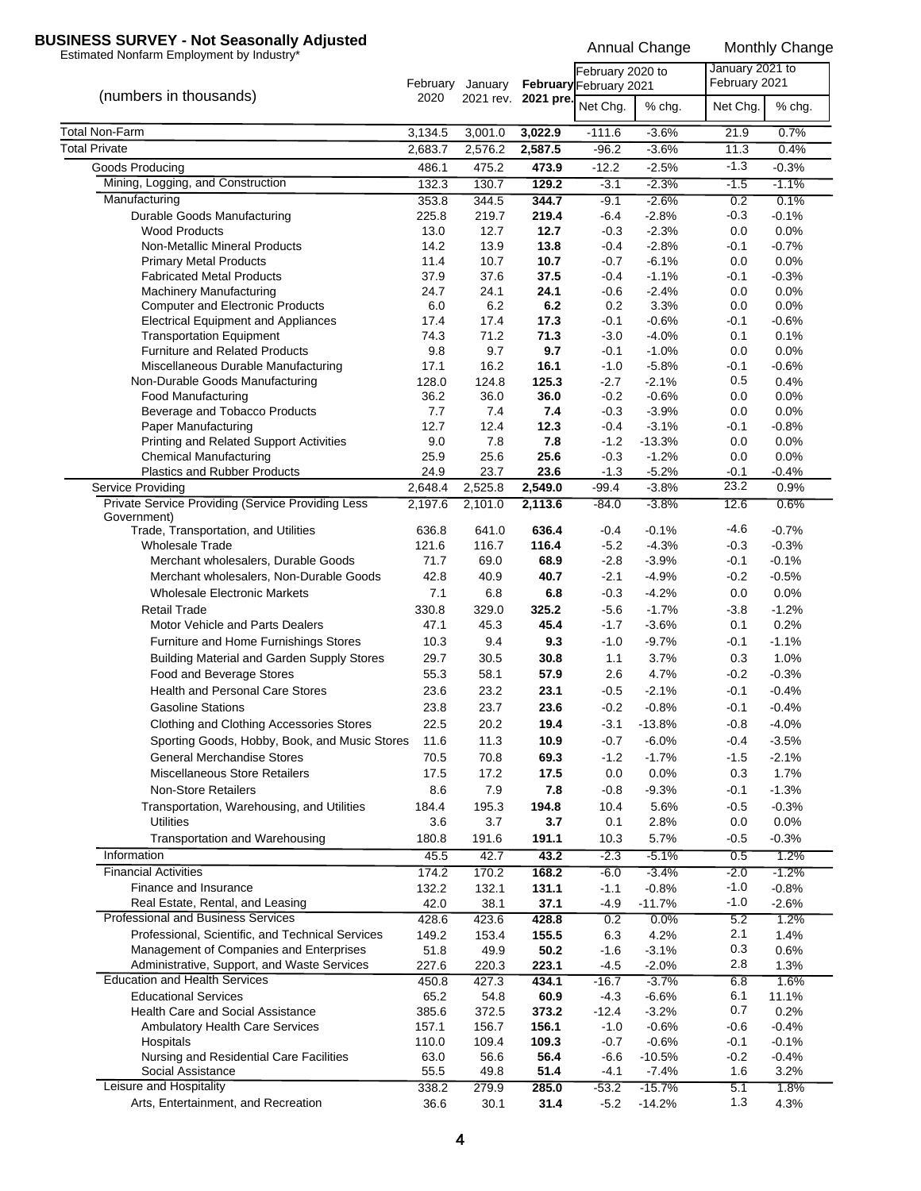# BUSINESS SURVEY - Not Seasonally Adjusted

Estimated Nonfarm Employment by Industry*

| (numbers in thousands) | February 2020 | January 2021 rev. | **February 2021 pre.** | Annual Change: February 2020 to February 2021 Net Chg. | % chg. | Monthly Change: January 2021 to February 2021 Net Chg. | % chg. |
|---|---|---|---|---|---|---|---|
| Total Non-Farm | 3,134.5 | 3,001.0 | **3,022.9** | -111.6 | -3.6% | 21.9 | 0.7% |
| Total Private | 2,683.7 | 2,576.2 | **2,587.5** | -96.2 | -3.6% | 11.3 | 0.4% |
| Goods Producing | 486.1 | 475.2 | **473.9** | -12.2 | -2.5% | -1.3 | -0.3% |
| Mining, Logging, and Construction | 132.3 | 130.7 | **129.2** | -3.1 | -2.3% | -1.5 | -1.1% |
| Manufacturing | 353.8 | 344.5 | **344.7** | -9.1 | -2.6% | 0.2 | 0.1% |
| Durable Goods Manufacturing | 225.8 | 219.7 | **219.4** | -6.4 | -2.8% | -0.3 | -0.1% |
| Wood Products | 13.0 | 12.7 | **12.7** | -0.3 | -2.3% | 0.0 | 0.0% |
| Non-Metallic Mineral Products | 14.2 | 13.9 | **13.8** | -0.4 | -2.8% | -0.1 | -0.7% |
| Primary Metal Products | 11.4 | 10.7 | **10.7** | -0.7 | -6.1% | 0.0 | 0.0% |
| Fabricated Metal Products | 37.9 | 37.6 | **37.5** | -0.4 | -1.1% | -0.1 | -0.3% |
| Machinery Manufacturing | 24.7 | 24.1 | **24.1** | -0.6 | -2.4% | 0.0 | 0.0% |
| Computer and Electronic Products | 6.0 | 6.2 | **6.2** | 0.2 | 3.3% | 0.0 | 0.0% |
| Electrical Equipment and Appliances | 17.4 | 17.4 | **17.3** | -0.1 | -0.6% | -0.1 | -0.6% |
| Transportation Equipment | 74.3 | 71.2 | **71.3** | -3.0 | -4.0% | 0.1 | 0.1% |
| Furniture and Related Products | 9.8 | 9.7 | **9.7** | -0.1 | -1.0% | 0.0 | 0.0% |
| Miscellaneous Durable Manufacturing | 17.1 | 16.2 | **16.1** | -1.0 | -5.8% | -0.1 | -0.6% |
| Non-Durable Goods Manufacturing | 128.0 | 124.8 | **125.3** | -2.7 | -2.1% | 0.5 | 0.4% |
| Food Manufacturing | 36.2 | 36.0 | **36.0** | -0.2 | -0.6% | 0.0 | 0.0% |
| Beverage and Tobacco Products | 7.7 | 7.4 | **7.4** | -0.3 | -3.9% | 0.0 | 0.0% |
| Paper Manufacturing | 12.7 | 12.4 | **12.3** | -0.4 | -3.1% | -0.1 | -0.8% |
| Printing and Related Support Activities | 9.0 | 7.8 | **7.8** | -1.2 | -13.3% | 0.0 | 0.0% |
| Chemical Manufacturing | 25.9 | 25.6 | **25.6** | -0.3 | -1.2% | 0.0 | 0.0% |
| Plastics and Rubber Products | 24.9 | 23.7 | **23.6** | -1.3 | -5.2% | -0.1 | -0.4% |
| Service Providing | 2,648.4 | 2,525.8 | **2,549.0** | -99.4 | -3.8% | 23.2 | 0.9% |
| Private Service Providing (Service Providing Less Government) | 2,197.6 | 2,101.0 | **2,113.6** | -84.0 | -3.8% | 12.6 | 0.6% |
| Trade, Transportation, and Utilities | 636.8 | 641.0 | **636.4** | -0.4 | -0.1% | -4.6 | -0.7% |
| Wholesale Trade | 121.6 | 116.7 | **116.4** | -5.2 | -4.3% | -0.3 | -0.3% |
| Merchant wholesalers, Durable Goods | 71.7 | 69.0 | **68.9** | -2.8 | -3.9% | -0.1 | -0.1% |
| Merchant wholesalers, Non-Durable Goods | 42.8 | 40.9 | **40.7** | -2.1 | -4.9% | -0.2 | -0.5% |
| Wholesale Electronic Markets | 7.1 | 6.8 | **6.8** | -0.3 | -4.2% | 0.0 | 0.0% |
| Retail Trade | 330.8 | 329.0 | **325.2** | -5.6 | -1.7% | -3.8 | -1.2% |
| Motor Vehicle and Parts Dealers | 47.1 | 45.3 | **45.4** | -1.7 | -3.6% | 0.1 | 0.2% |
| Furniture and Home Furnishings Stores | 10.3 | 9.4 | **9.3** | -1.0 | -9.7% | -0.1 | -1.1% |
| Building Material and Garden Supply Stores | 29.7 | 30.5 | **30.8** | 1.1 | 3.7% | 0.3 | 1.0% |
| Food and Beverage Stores | 55.3 | 58.1 | **57.9** | 2.6 | 4.7% | -0.2 | -0.3% |
| Health and Personal Care Stores | 23.6 | 23.2 | **23.1** | -0.5 | -2.1% | -0.1 | -0.4% |
| Gasoline Stations | 23.8 | 23.7 | **23.6** | -0.2 | -0.8% | -0.1 | -0.4% |
| Clothing and Clothing Accessories Stores | 22.5 | 20.2 | **19.4** | -3.1 | -13.8% | -0.8 | -4.0% |
| Sporting Goods, Hobby, Book, and Music Stores | 11.6 | 11.3 | **10.9** | -0.7 | -6.0% | -0.4 | -3.5% |
| General Merchandise Stores | 70.5 | 70.8 | **69.3** | -1.2 | -1.7% | -1.5 | -2.1% |
| Miscellaneous Store Retailers | 17.5 | 17.2 | **17.5** | 0.0 | 0.0% | 0.3 | 1.7% |
| Non-Store Retailers | 8.6 | 7.9 | **7.8** | -0.8 | -9.3% | -0.1 | -1.3% |
| Transportation, Warehousing, and Utilities | 184.4 | 195.3 | **194.8** | 10.4 | 5.6% | -0.5 | -0.3% |
| Utilities | 3.6 | 3.7 | **3.7** | 0.1 | 2.8% | 0.0 | 0.0% |
| Transportation and Warehousing | 180.8 | 191.6 | **191.1** | 10.3 | 5.7% | -0.5 | -0.3% |
| Information | 45.5 | 42.7 | **43.2** | -2.3 | -5.1% | 0.5 | 1.2% |
| Financial Activities | 174.2 | 170.2 | **168.2** | -6.0 | -3.4% | -2.0 | -1.2% |
| Finance and Insurance | 132.2 | 132.1 | **131.1** | -1.1 | -0.8% | -1.0 | -0.8% |
| Real Estate, Rental, and Leasing | 42.0 | 38.1 | **37.1** | -4.9 | -11.7% | -1.0 | -2.6% |
| Professional and Business Services | 428.6 | 423.6 | **428.8** | 0.2 | 0.0% | 5.2 | 1.2% |
| Professional, Scientific, and Technical Services | 149.2 | 153.4 | **155.5** | 6.3 | 4.2% | 2.1 | 1.4% |
| Management of Companies and Enterprises | 51.8 | 49.9 | **50.2** | -1.6 | -3.1% | 0.3 | 0.6% |
| Administrative, Support, and Waste Services | 227.6 | 220.3 | **223.1** | -4.5 | -2.0% | 2.8 | 1.3% |
| Education and Health Services | 450.8 | 427.3 | **434.1** | -16.7 | -3.7% | 6.8 | 1.6% |
| Educational Services | 65.2 | 54.8 | **60.9** | -4.3 | -6.6% | 6.1 | 11.1% |
| Health Care and Social Assistance | 385.6 | 372.5 | **373.2** | -12.4 | -3.2% | 0.7 | 0.2% |
| Ambulatory Health Care Services | 157.1 | 156.7 | **156.1** | -1.0 | -0.6% | -0.6 | -0.4% |
| Hospitals | 110.0 | 109.4 | **109.3** | -0.7 | -0.6% | -0.1 | -0.1% |
| Nursing and Residential Care Facilities | 63.0 | 56.6 | **56.4** | -6.6 | -10.5% | -0.2 | -0.4% |
| Social Assistance | 55.5 | 49.8 | **51.4** | -4.1 | -7.4% | 1.6 | 3.2% |
| Leisure and Hospitality | 338.2 | 279.9 | **285.0** | -53.2 | -15.7% | 5.1 | 1.8% |
| Arts, Entertainment, and Recreation | 36.6 | 30.1 | **31.4** | -5.2 | -14.2% | 1.3 | 4.3% |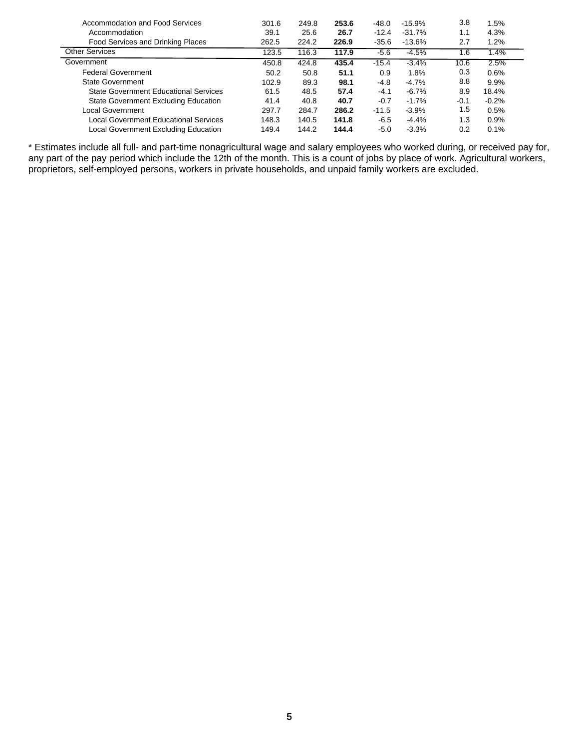| | | | | | | | |
|---|---|---|---|---|---|---|---|
| Accommodation and Food Services | 301.6 | 249.8 | **253.6** | -48.0 | -15.9% | 3.8 | 1.5% |
| Accommodation | 39.1 | 25.6 | **26.7** | -12.4 | -31.7% | 1.1 | 4.3% |
| Food Services and Drinking Places | 262.5 | 224.2 | **226.9** | -35.6 | -13.6% | 2.7 | 1.2% |
| Other Services | 123.5 | 116.3 | **117.9** | -5.6 | -4.5% | 1.6 | 1.4% |
| Government | 450.8 | 424.8 | **435.4** | -15.4 | -3.4% | 10.6 | 2.5% |
| Federal Government | 50.2 | 50.8 | **51.1** | 0.9 | 1.8% | 0.3 | 0.6% |
| State Government | 102.9 | 89.3 | **98.1** | -4.8 | -4.7% | 8.8 | 9.9% |
| State Government Educational Services | 61.5 | 48.5 | **57.4** | -4.1 | -6.7% | 8.9 | 18.4% |
| State Government Excluding Education | 41.4 | 40.8 | **40.7** | -0.7 | -1.7% | -0.1 | -0.2% |
| Local Government | 297.7 | 284.7 | **286.2** | -11.5 | -3.9% | 1.5 | 0.5% |
| Local Government Educational Services | 148.3 | 140.5 | **141.8** | -6.5 | -4.4% | 1.3 | 0.9% |
| Local Government Excluding Education | 149.4 | 144.2 | **144.4** | -5.0 | -3.3% | 0.2 | 0.1% |

* Estimates include all full- and part-time nonagricultural wage and salary employees who worked during, or received pay for, any part of the pay period which include the 12th of the month. This is a count of jobs by place of work. Agricultural workers, proprietors, self-employed persons, workers in private households, and unpaid family workers are excluded.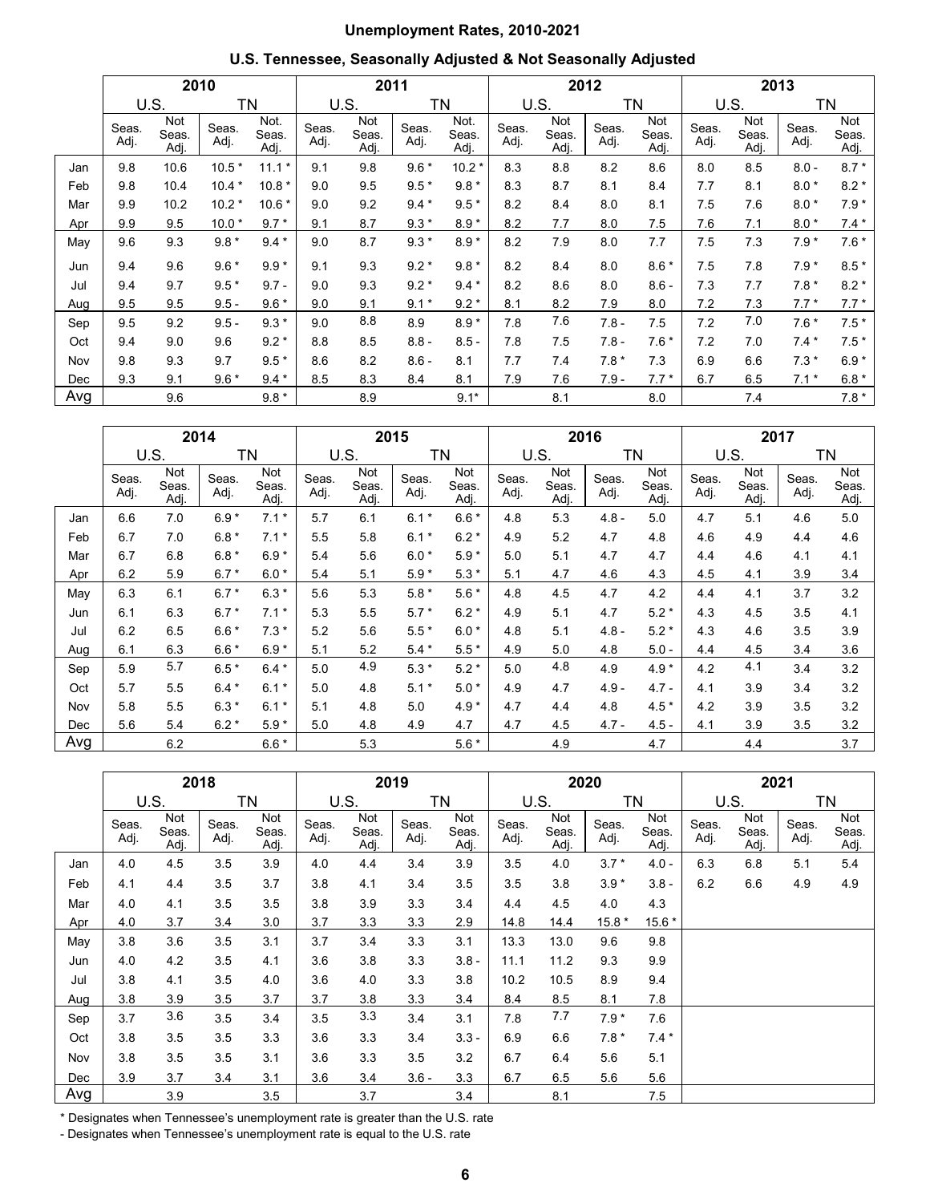# Unemployment Rates, 2010-2021

## U.S. Tennessee, Seasonally Adjusted & Not Seasonally Adjusted

| | 2010 | | | | 2011 | | | | 2012 | | | | 2013 | | | |
|---|---|---|---|---|---|---|---|---|---|---|---|---|---|---|---|---|
| | U.S. | | TN | | U.S. | | TN | | U.S. | | TN | | U.S. | | TN | |
| | Seas. Adj. | Not Seas. Adj. | Seas. Adj. | Not. Seas. Adj. | Seas. Adj. | Not Seas. Adj. | Seas. Adj. | Not. Seas. Adj. | Seas. Adj. | Not Seas. Adj. | Seas. Adj. | Not Seas. Adj. | Seas. Adj. | Not Seas. Adj. | Seas. Adj. | Not Seas. Adj. |
| Jan | 9.8 | 10.6 | 10.5 * | 11.1 * | 9.1 | 9.8 | 9.6 * | 10.2 * | 8.3 | 8.8 | 8.2 | 8.6 | 8.0 | 8.5 | 8.0 - | 8.7 * |
| Feb | 9.8 | 10.4 | 10.4 * | 10.8 * | 9.0 | 9.5 | 9.5 * | 9.8 * | 8.3 | 8.7 | 8.1 | 8.4 | 7.7 | 8.1 | 8.0 * | 8.2 * |
| Mar | 9.9 | 10.2 | 10.2 * | 10.6 * | 9.0 | 9.2 | 9.4 * | 9.5 * | 8.2 | 8.4 | 8.0 | 8.1 | 7.5 | 7.6 | 8.0 * | 7.9 * |
| Apr | 9.9 | 9.5 | 10.0 * | 9.7 * | 9.1 | 8.7 | 9.3 * | 8.9 * | 8.2 | 7.7 | 8.0 | 7.5 | 7.6 | 7.1 | 8.0 * | 7.4 * |
| May | 9.6 | 9.3 | 9.8 * | 9.4 * | 9.0 | 8.7 | 9.3 * | 8.9 * | 8.2 | 7.9 | 8.0 | 7.7 | 7.5 | 7.3 | 7.9 * | 7.6 * |
| Jun | 9.4 | 9.6 | 9.6 * | 9.9 * | 9.1 | 9.3 | 9.2 * | 9.8 * | 8.2 | 8.4 | 8.0 | 8.6 * | 7.5 | 7.8 | 7.9 * | 8.5 * |
| Jul | 9.4 | 9.7 | 9.5 * | 9.7 - | 9.0 | 9.3 | 9.2 * | 9.4 * | 8.2 | 8.6 | 8.0 | 8.6 - | 7.3 | 7.7 | 7.8 * | 8.2 * |
| Aug | 9.5 | 9.5 | 9.5 - | 9.6 * | 9.0 | 9.1 | 9.1 * | 9.2 * | 8.1 | 8.2 | 7.9 | 8.0 | 7.2 | 7.3 | 7.7 * | 7.7 * |
| Sep | 9.5 | 9.2 | 9.5 - | 9.3 * | 9.0 | 8.8 | 8.9 | 8.9 * | 7.8 | 7.6 | 7.8 - | 7.5 | 7.2 | 7.0 | 7.6 * | 7.5 * |
| Oct | 9.4 | 9.0 | 9.6 | 9.2 * | 8.8 | 8.5 | 8.8 - | 8.5 - | 7.8 | 7.5 | 7.8 - | 7.6 * | 7.2 | 7.0 | 7.4 * | 7.5 * |
| Nov | 9.8 | 9.3 | 9.7 | 9.5 * | 8.6 | 8.2 | 8.6 - | 8.1 | 7.7 | 7.4 | 7.8 * | 7.3 | 6.9 | 6.6 | 7.3 * | 6.9 * |
| Dec | 9.3 | 9.1 | 9.6 * | 9.4 * | 8.5 | 8.3 | 8.4 | 8.1 | 7.9 | 7.6 | 7.9 - | 7.7 * | 6.7 | 6.5 | 7.1 * | 6.8 * |
| Avg | | 9.6 | | 9.8 * | | 8.9 | | 9.1* | | 8.1 | | 8.0 | | 7.4 | | 7.8 * |

| | 2014 | | | | 2015 | | | | 2016 | | | | 2017 | | | |
|---|---|---|---|---|---|---|---|---|---|---|---|---|---|---|---|---|
| | U.S. | | TN | | U.S. | | TN | | U.S. | | TN | | U.S. | | TN | |
| | Seas. Adj. | Not Seas. Adj. | Seas. Adj. | Not Seas. Adj. | Seas. Adj. | Not Seas. Adj. | Seas. Adj. | Not Seas. Adj. | Seas. Adj. | Not Seas. Adj. | Seas. Adj. | Not Seas. Adj. | Seas. Adj. | Not Seas. Adj. | Seas. Adj. | Not Seas. Adj. |
| Jan | 6.6 | 7.0 | 6.9 * | 7.1 * | 5.7 | 6.1 | 6.1 * | 6.6 * | 4.8 | 5.3 | 4.8 - | 5.0 | 4.7 | 5.1 | 4.6 | 5.0 |
| Feb | 6.7 | 7.0 | 6.8 * | 7.1 * | 5.5 | 5.8 | 6.1 * | 6.2 * | 4.9 | 5.2 | 4.7 | 4.8 | 4.6 | 4.9 | 4.4 | 4.6 |
| Mar | 6.7 | 6.8 | 6.8 * | 6.9 * | 5.4 | 5.6 | 6.0 * | 5.9 * | 5.0 | 5.1 | 4.7 | 4.7 | 4.4 | 4.6 | 4.1 | 4.1 |
| Apr | 6.2 | 5.9 | 6.7 * | 6.0 * | 5.4 | 5.1 | 5.9 * | 5.3 * | 5.1 | 4.7 | 4.6 | 4.3 | 4.5 | 4.1 | 3.9 | 3.4 |
| May | 6.3 | 6.1 | 6.7 * | 6.3 * | 5.6 | 5.3 | 5.8 * | 5.6 * | 4.8 | 4.5 | 4.7 | 4.2 | 4.4 | 4.1 | 3.7 | 3.2 |
| Jun | 6.1 | 6.3 | 6.7 * | 7.1 * | 5.3 | 5.5 | 5.7 * | 6.2 * | 4.9 | 5.1 | 4.7 | 5.2 * | 4.3 | 4.5 | 3.5 | 4.1 |
| Jul | 6.2 | 6.5 | 6.6 * | 7.3 * | 5.2 | 5.6 | 5.5 * | 6.0 * | 4.8 | 5.1 | 4.8 - | 5.2 * | 4.3 | 4.6 | 3.5 | 3.9 |
| Aug | 6.1 | 6.3 | 6.6 * | 6.9 * | 5.1 | 5.2 | 5.4 * | 5.5 * | 4.9 | 5.0 | 4.8 | 5.0 - | 4.4 | 4.5 | 3.4 | 3.6 |
| Sep | 5.9 | 5.7 | 6.5 * | 6.4 * | 5.0 | 4.9 | 5.3 * | 5.2 * | 5.0 | 4.8 | 4.9 | 4.9 * | 4.2 | 4.1 | 3.4 | 3.2 |
| Oct | 5.7 | 5.5 | 6.4 * | 6.1 * | 5.0 | 4.8 | 5.1 * | 5.0 * | 4.9 | 4.7 | 4.9 - | 4.7 - | 4.1 | 3.9 | 3.4 | 3.2 |
| Nov | 5.8 | 5.5 | 6.3 * | 6.1 * | 5.1 | 4.8 | 5.0 | 4.9 * | 4.7 | 4.4 | 4.8 | 4.5 * | 4.2 | 3.9 | 3.5 | 3.2 |
| Dec | 5.6 | 5.4 | 6.2 * | 5.9 * | 5.0 | 4.8 | 4.9 | 4.7 | 4.7 | 4.5 | 4.7 - | 4.5 - | 4.1 | 3.9 | 3.5 | 3.2 |
| Avg | | 6.2 | | 6.6 * | | 5.3 | | 5.6 * | | 4.9 | | 4.7 | | 4.4 | | 3.7 |

| | 2018 | | | | 2019 | | | | 2020 | | | | 2021 | | | |
|---|---|---|---|---|---|---|---|---|---|---|---|---|---|---|---|---|
| | U.S. | | TN | | U.S. | | TN | | U.S. | | TN | | U.S. | | TN | |
| | Seas. Adj. | Not Seas. Adj. | Seas. Adj. | Not Seas. Adj. | Seas. Adj. | Not Seas. Adj. | Seas. Adj. | Not Seas. Adj. | Seas. Adj. | Not Seas. Adj. | Seas. Adj. | Not Seas. Adj. | Seas. Adj. | Not Seas. Adj. | Seas. Adj. | Not Seas. Adj. |
| Jan | 4.0 | 4.5 | 3.5 | 3.9 | 4.0 | 4.4 | 3.4 | 3.9 | 3.5 | 4.0 | 3.7 * | 4.0 - | 6.3 | 6.8 | 5.1 | 5.4 |
| Feb | 4.1 | 4.4 | 3.5 | 3.7 | 3.8 | 4.1 | 3.4 | 3.5 | 3.5 | 3.8 | 3.9 * | 3.8 - | 6.2 | 6.6 | 4.9 | 4.9 |
| Mar | 4.0 | 4.1 | 3.5 | 3.5 | 3.8 | 3.9 | 3.3 | 3.4 | 4.4 | 4.5 | 4.0 | 4.3 | | | | |
| Apr | 4.0 | 3.7 | 3.4 | 3.0 | 3.7 | 3.3 | 3.3 | 2.9 | 14.8 | 14.4 | 15.8 * | 15.6 * | | | | |
| May | 3.8 | 3.6 | 3.5 | 3.1 | 3.7 | 3.4 | 3.3 | 3.1 | 13.3 | 13.0 | 9.6 | 9.8 | | | | |
| Jun | 4.0 | 4.2 | 3.5 | 4.1 | 3.6 | 3.8 | 3.3 | 3.8 - | 11.1 | 11.2 | 9.3 | 9.9 | | | | |
| Jul | 3.8 | 4.1 | 3.5 | 4.0 | 3.6 | 4.0 | 3.3 | 3.8 | 10.2 | 10.5 | 8.9 | 9.4 | | | | |
| Aug | 3.8 | 3.9 | 3.5 | 3.7 | 3.7 | 3.8 | 3.3 | 3.4 | 8.4 | 8.5 | 8.1 | 7.8 | | | | |
| Sep | 3.7 | 3.6 | 3.5 | 3.4 | 3.5 | 3.3 | 3.4 | 3.1 | 7.8 | 7.7 | 7.9 * | 7.6 | | | | |
| Oct | 3.8 | 3.5 | 3.5 | 3.3 | 3.6 | 3.3 | 3.4 | 3.3 - | 6.9 | 6.6 | 7.8 * | 7.4 * | | | | |
| Nov | 3.8 | 3.5 | 3.5 | 3.1 | 3.6 | 3.3 | 3.5 | 3.2 | 6.7 | 6.4 | 5.6 | 5.1 | | | | |
| Dec | 3.9 | 3.7 | 3.4 | 3.1 | 3.6 | 3.4 | 3.6 - | 3.3 | 6.7 | 6.5 | 5.6 | 5.6 | | | | |
| Avg | | 3.9 | | 3.5 | | 3.7 | | 3.4 | | 8.1 | | 7.5 | | | | |

* Designates when Tennessee's unemployment rate is greater than the U.S. rate

- Designates when Tennessee's unemployment rate is equal to the U.S. rate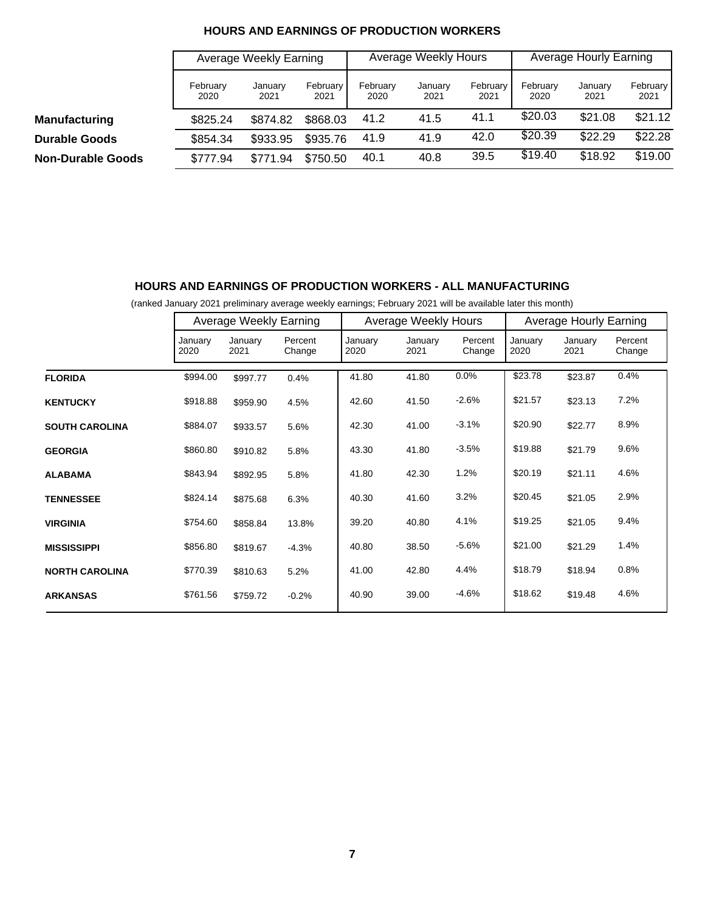## HOURS AND EARNINGS OF PRODUCTION WORKERS

| | Average Weekly Earning | | | Average Weekly Hours | | | Average Hourly Earning | | |
|---|---|---|---|---|---|---|---|---|---|
| | February 2020 | January 2021 | February 2021 | February 2020 | January 2021 | February 2021 | February 2020 | January 2021 | February 2021 |
| **Manufacturing** | $825.24 | $874.82 | $868.03 | 41.2 | 41.5 | 41.1 | $20.03 | $21.08 | $21.12 |
| **Durable Goods** | $854.34 | $933.95 | $935.76 | 41.9 | 41.9 | 42.0 | $20.39 | $22.29 | $22.28 |
| **Non-Durable Goods** | $777.94 | $771.94 | $750.50 | 40.1 | 40.8 | 39.5 | $19.40 | $18.92 | $19.00 |

## HOURS AND EARNINGS OF PRODUCTION WORKERS - ALL MANUFACTURING

(ranked January 2021 preliminary average weekly earnings; February 2021 will be available later this month)

| | Average Weekly Earning | | | Average Weekly Hours | | | Average Hourly Earning | | |
|---|---|---|---|---|---|---|---|---|---|
| | January 2020 | January 2021 | Percent Change | January 2020 | January 2021 | Percent Change | January 2020 | January 2021 | Percent Change |
| **FLORIDA** | $994.00 | $997.77 | 0.4% | 41.80 | 41.80 | 0.0% | $23.78 | $23.87 | 0.4% |
| **KENTUCKY** | $918.88 | $959.90 | 4.5% | 42.60 | 41.50 | -2.6% | $21.57 | $23.13 | 7.2% |
| **SOUTH CAROLINA** | $884.07 | $933.57 | 5.6% | 42.30 | 41.00 | -3.1% | $20.90 | $22.77 | 8.9% |
| **GEORGIA** | $860.80 | $910.82 | 5.8% | 43.30 | 41.80 | -3.5% | $19.88 | $21.79 | 9.6% |
| **ALABAMA** | $843.94 | $892.95 | 5.8% | 41.80 | 42.30 | 1.2% | $20.19 | $21.11 | 4.6% |
| **TENNESSEE** | $824.14 | $875.68 | 6.3% | 40.30 | 41.60 | 3.2% | $20.45 | $21.05 | 2.9% |
| **VIRGINIA** | $754.60 | $858.84 | 13.8% | 39.20 | 40.80 | 4.1% | $19.25 | $21.05 | 9.4% |
| **MISSISSIPPI** | $856.80 | $819.67 | -4.3% | 40.80 | 38.50 | -5.6% | $21.00 | $21.29 | 1.4% |
| **NORTH CAROLINA** | $770.39 | $810.63 | 5.2% | 41.00 | 42.80 | 4.4% | $18.79 | $18.94 | 0.8% |
| **ARKANSAS** | $761.56 | $759.72 | -0.2% | 40.90 | 39.00 | -4.6% | $18.62 | $19.48 | 4.6% |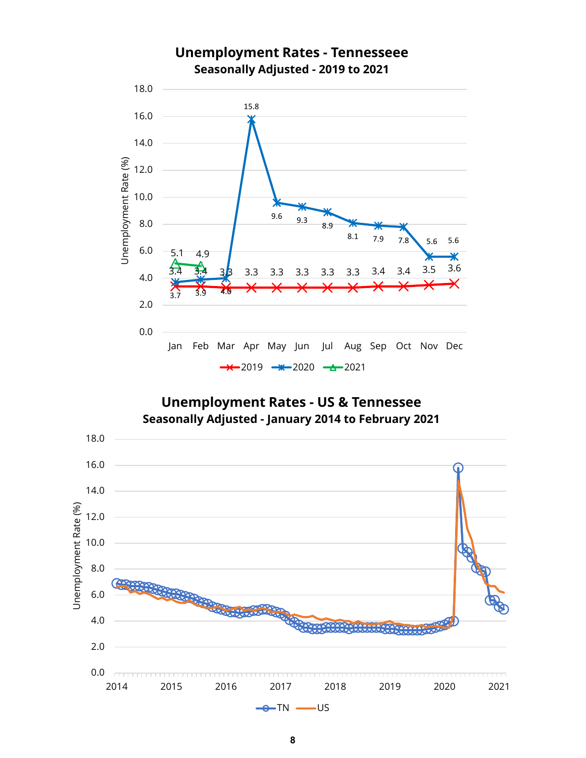## Unemployment Rates - Tennesseee

**Seasonally Adjusted - 2019 to 2021**

Unemployment Rate (%)

| | Jan | Feb | Mar | Apr | May | Jun | Jul | Aug | Sep | Oct | Nov | Dec |
|---|---|---|---|---|---|---|---|---|---|---|---|---|
| 2019 | 3.4 | 3.4 | 3.3 | 3.3 | 3.3 | 3.3 | 3.3 | 3.3 | 3.4 | 3.4 | 3.5 | 3.6 |
| 2020 | 3.7 | 3.9 | 4.0 | 15.8 | 9.6 | 9.3 | 8.9 | 8.1 | 7.9 | 7.8 | 5.6 | 5.6 |
| 2021 | 5.1 | 4.9 | | | | | | | | | | |

## Unemployment Rates - US & Tennessee

**Seasonally Adjusted - January 2014 to February 2021**

Unemployment Rate (%)

Legend: TN, US

Years: 2014, 2015, 2016, 2017, 2018, 2019, 2020, 2021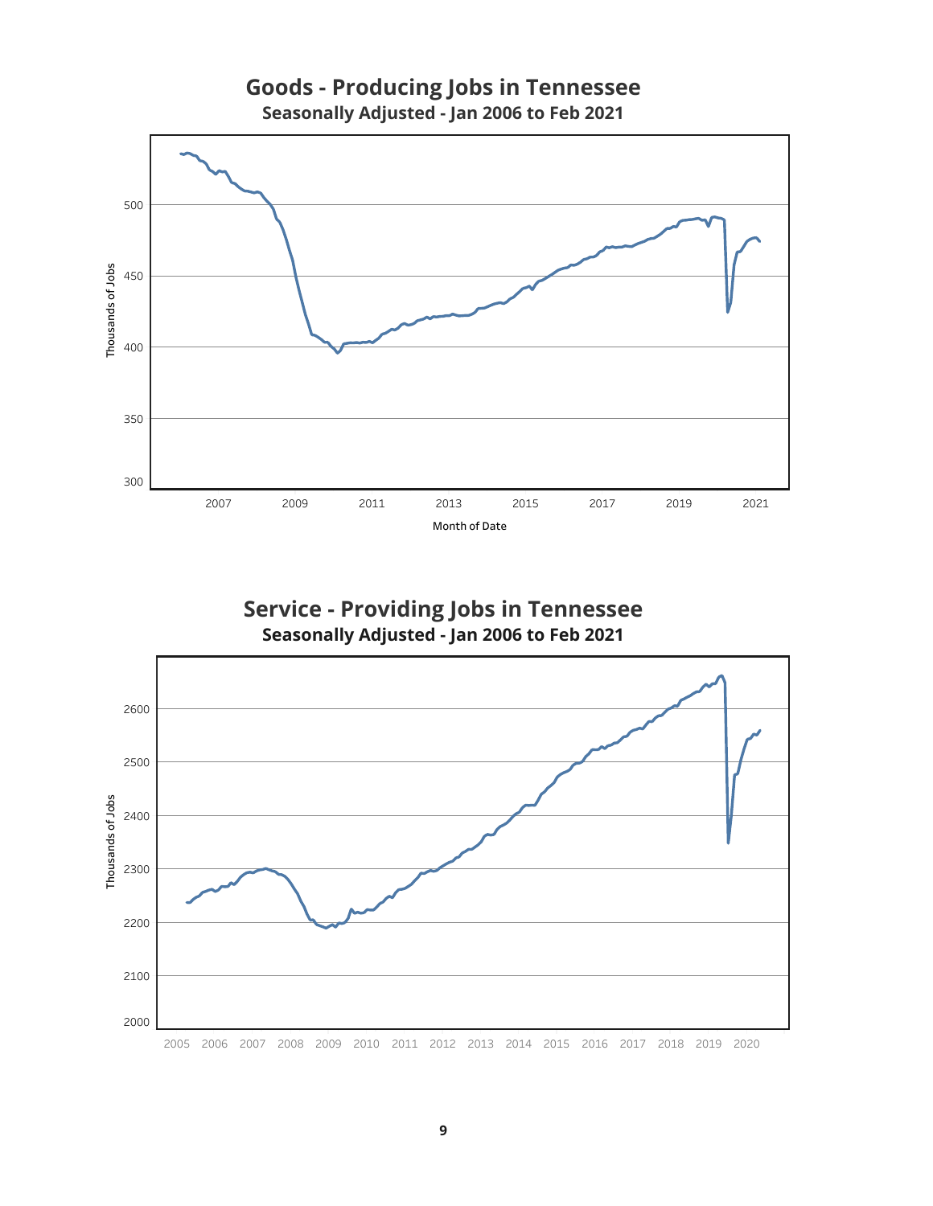## Goods - Producing Jobs in Tennessee

**Seasonally Adjusted - Jan 2006 to Feb 2021**

Thousands of Jobs

500
450
400
350
300

2007 2009 2011 2013 2015 2017 2019 2021

Month of Date

## Service - Providing Jobs in Tennessee

**Seasonally Adjusted - Jan 2006 to Feb 2021**

Thousands of Jobs

2600
2500
2400
2300
2200
2100
2000

2005 2006 2007 2008 2009 2010 2011 2012 2013 2014 2015 2016 2017 2018 2019 2020